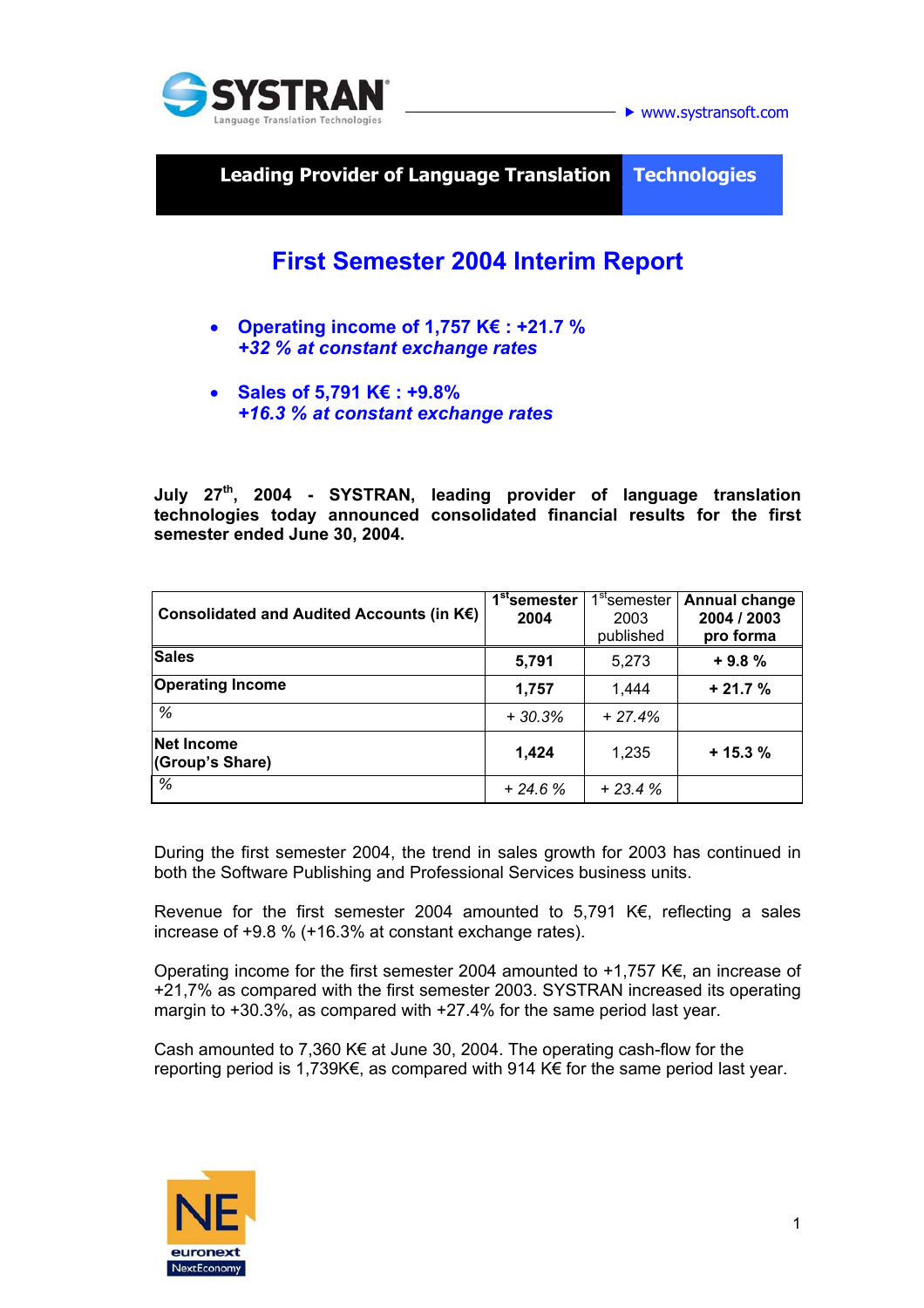www.systransoft.com

**Leading Provider of Language Translation Technologies**

# First Semester 2004 Interim Report

- **Operating income of 1,757 K€ : +21.7 %**
  ***+32 % at constant exchange rates***
- **Sales of 5,791 K€ : +9.8%**
  ***+16.3 % at constant exchange rates***

**July 27th, 2004 - SYSTRAN, leading provider of language translation technologies today announced consolidated financial results for the first semester ended June 30, 2004.**

| Consolidated and Audited Accounts (in K€) | 1st semester 2004 | 1st semester 2003 published | Annual change 2004 / 2003 pro forma |
|---|---|---|---|
| **Sales** | **5,791** | 5,273 | **+ 9.8 %** |
| **Operating Income** | **1,757** | 1,444 | **+ 21.7 %** |
| *%* | *+ 30.3%* | *+ 27.4%* | |
| **Net Income (Group's Share)** | **1,424** | 1,235 | **+ 15.3 %** |
| *%* | *+ 24.6 %* | *+ 23.4 %* | |

During the first semester 2004, the trend in sales growth for 2003 has continued in both the Software Publishing and Professional Services business units.

Revenue for the first semester 2004 amounted to 5,791 K€, reflecting a sales increase of +9.8 % (+16.3% at constant exchange rates).

Operating income for the first semester 2004 amounted to +1,757 K€, an increase of +21,7% as compared with the first semester 2003. SYSTRAN increased its operating margin to +30.3%, as compared with +27.4% for the same period last year.

Cash amounted to 7,360 K€ at June 30, 2004. The operating cash-flow for the reporting period is 1,739K€, as compared with 914 K€ for the same period last year.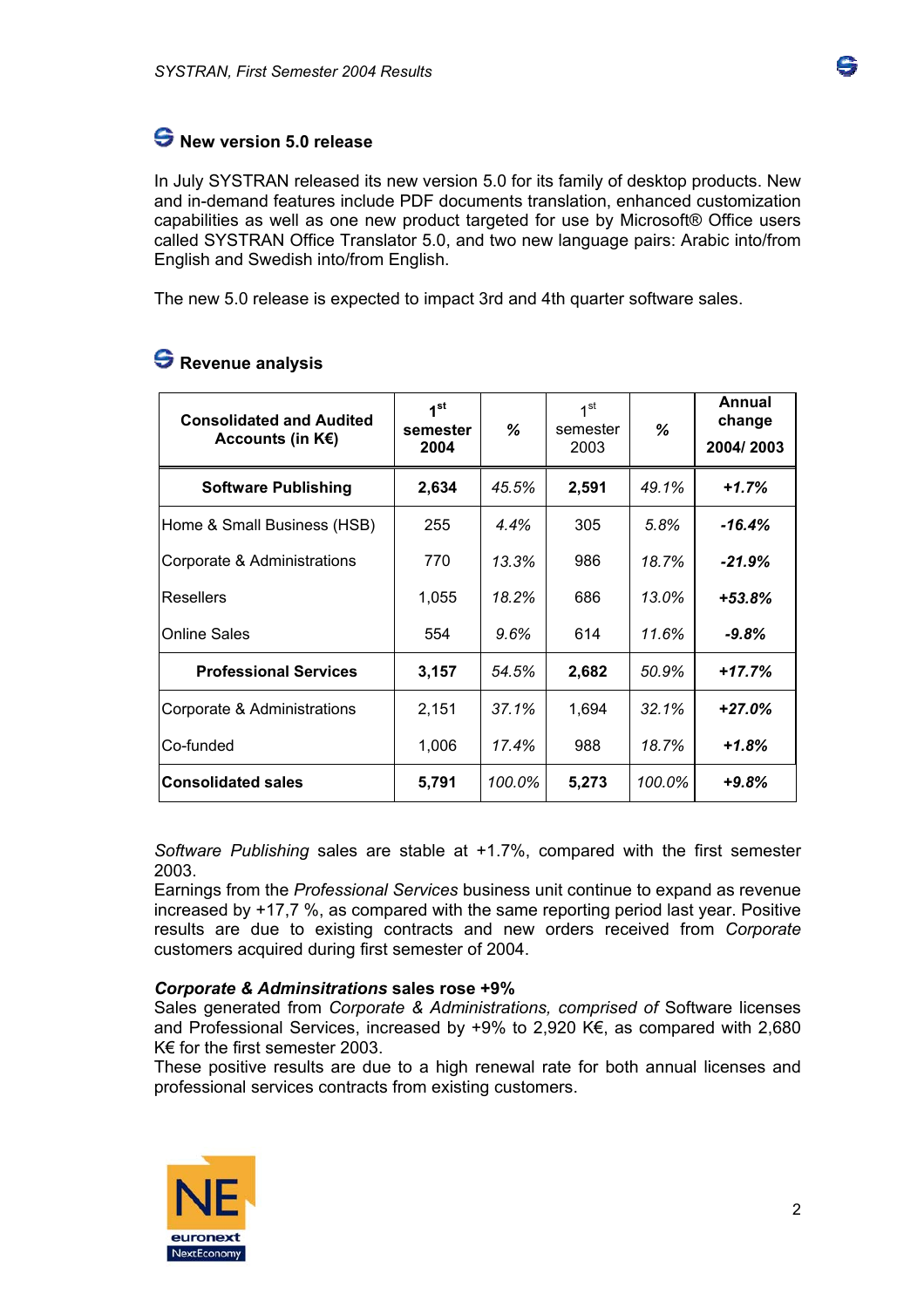## New version 5.0 release

In July SYSTRAN released its new version 5.0 for its family of desktop products. New and in-demand features include PDF documents translation, enhanced customization capabilities as well as one new product targeted for use by Microsoft® Office users called SYSTRAN Office Translator 5.0, and two new language pairs: Arabic into/from English and Swedish into/from English.

The new 5.0 release is expected to impact 3rd and 4th quarter software sales.

## Revenue analysis

| Consolidated and Audited Accounts (in K€) | 1st semester 2004 | % | 1st semester 2003 | % | Annual change 2004/ 2003 |
|---|---|---|---|---|---|
| **Software Publishing** | **2,634** | *45.5%* | **2,591** | *49.1%* | ***+1.7%*** |
| Home & Small Business (HSB) | 255 | *4.4%* | 305 | *5.8%* | ***-16.4%*** |
| Corporate & Administrations | 770 | *13.3%* | 986 | *18.7%* | ***-21.9%*** |
| Resellers | 1,055 | *18.2%* | 686 | *13.0%* | ***+53.8%*** |
| Online Sales | 554 | *9.6%* | 614 | *11.6%* | ***-9.8%*** |
| **Professional Services** | **3,157** | *54.5%* | **2,682** | *50.9%* | ***+17.7%*** |
| Corporate & Administrations | 2,151 | *37.1%* | 1,694 | *32.1%* | ***+27.0%*** |
| Co-funded | 1,006 | *17.4%* | 988 | *18.7%* | ***+1.8%*** |
| **Consolidated sales** | **5,791** | *100.0%* | **5,273** | *100.0%* | ***+9.8%*** |

*Software Publishing* sales are stable at +1.7%, compared with the first semester 2003.
Earnings from the *Professional Services* business unit continue to expand as revenue increased by +17,7 %, as compared with the same reporting period last year. Positive results are due to existing contracts and new orders received from *Corporate* customers acquired during first semester of 2004.

***Corporate & Adminsitrations* sales rose +9%**
Sales generated from *Corporate & Administrations, comprised of* Software licenses and Professional Services, increased by +9% to 2,920 K€, as compared with 2,680 K€ for the first semester 2003.
These positive results are due to a high renewal rate for both annual licenses and professional services contracts from existing customers.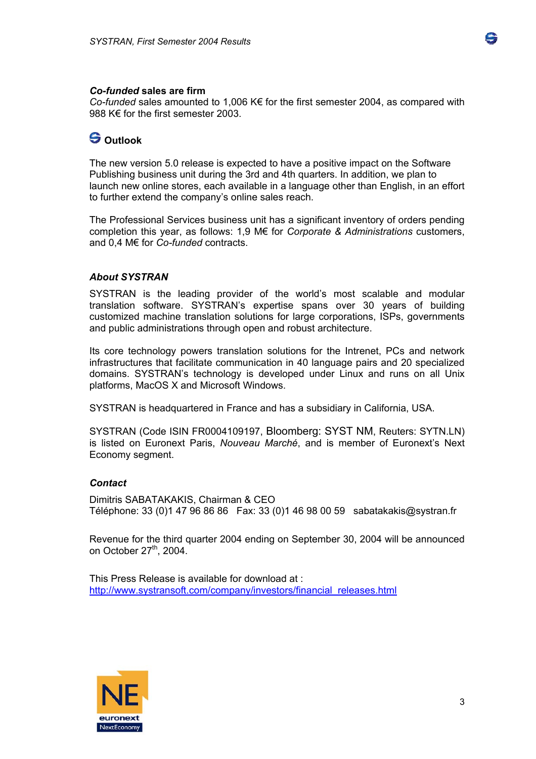***Co-funded* sales are firm**

*Co-funded* sales amounted to 1,006 K€ for the first semester 2004, as compared with 988 K€ for the first semester 2003.

## Outlook

The new version 5.0 release is expected to have a positive impact on the Software Publishing business unit during the 3rd and 4th quarters. In addition, we plan to launch new online stores, each available in a language other than English, in an effort to further extend the company's online sales reach.

The Professional Services business unit has a significant inventory of orders pending completion this year, as follows: 1,9 M€ for *Corporate & Administrations* customers, and 0,4 M€ for *Co-funded* contracts.

***About SYSTRAN***

SYSTRAN is the leading provider of the world's most scalable and modular translation software. SYSTRAN's expertise spans over 30 years of building customized machine translation solutions for large corporations, ISPs, governments and public administrations through open and robust architecture.

Its core technology powers translation solutions for the Intrenet, PCs and network infrastructures that facilitate communication in 40 language pairs and 20 specialized domains. SYSTRAN's technology is developed under Linux and runs on all Unix platforms, MacOS X and Microsoft Windows.

SYSTRAN is headquartered in France and has a subsidiary in California, USA.

SYSTRAN (Code ISIN FR0004109197, Bloomberg: SYST NM, Reuters: SYTN.LN) is listed on Euronext Paris, *Nouveau Marché*, and is member of Euronext's Next Economy segment.

***Contact***

Dimitris SABATAKAKIS, Chairman & CEO
Téléphone: 33 (0)1 47 96 86 86   Fax: 33 (0)1 46 98 00 59   sabatakakis@systran.fr

Revenue for the third quarter 2004 ending on September 30, 2004 will be announced on October 27th, 2004.

This Press Release is available for download at :
http://www.systransoft.com/company/investors/financial_releases.html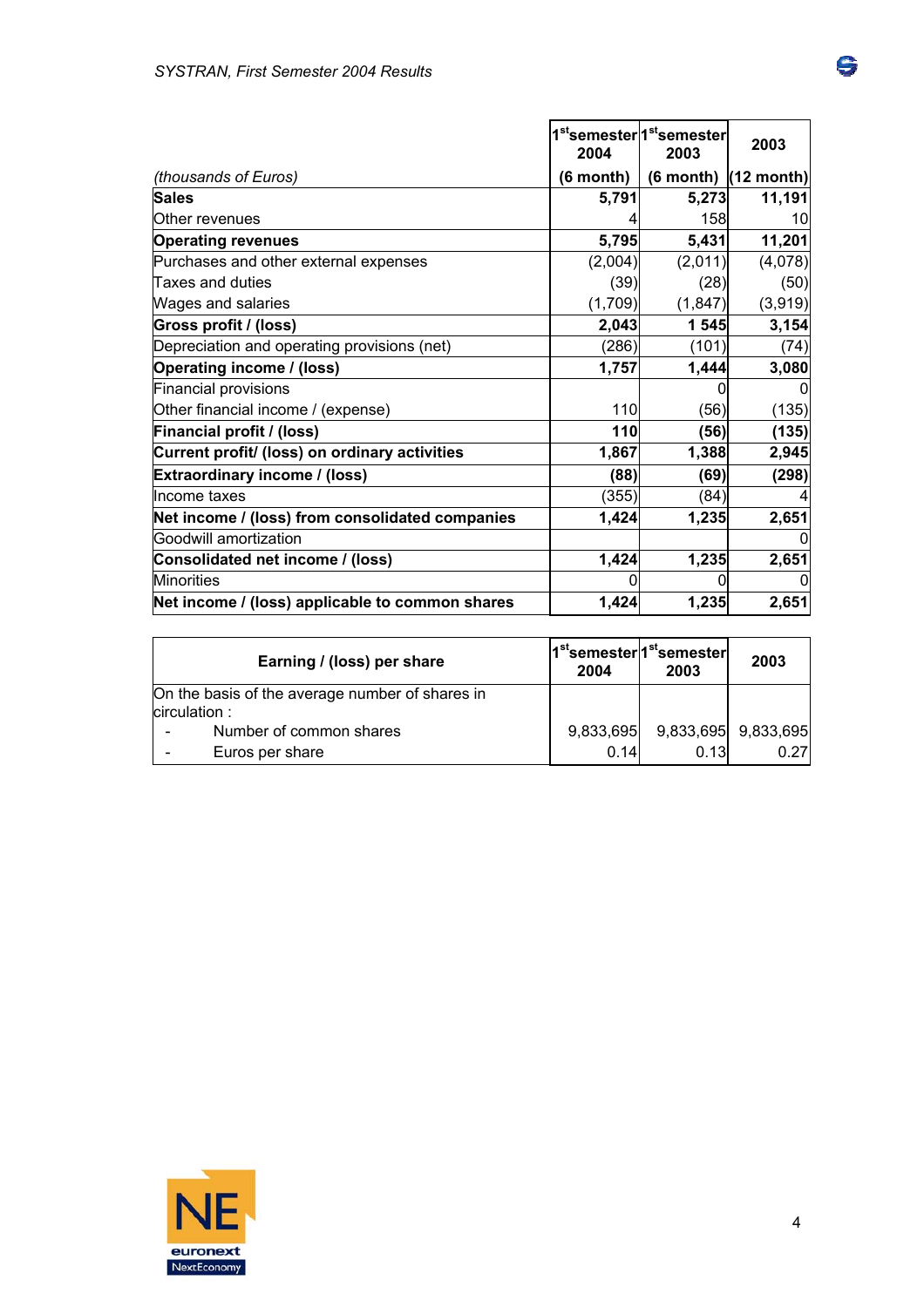| (thousands of Euros) | 1[st]semester 2004 (6 month) | 1[st]semester 2003 (6 month) | 2003 (12 month) |
|---|---|---|---|
| **Sales** | 5,791 | 5,273 | 11,191 |
| Other revenues | 4 | 158 | 10 |
| **Operating revenues** | 5,795 | 5,431 | 11,201 |
| Purchases and other external expenses | (2,004) | (2,011) | (4,078) |
| Taxes and duties | (39) | (28) | (50) |
| Wages and salaries | (1,709) | (1,847) | (3,919) |
| **Gross profit / (loss)** | 2,043 | 1 545 | 3,154 |
| Depreciation and operating provisions (net) | (286) | (101) | (74) |
| **Operating income / (loss)** | 1,757 | 1,444 | 3,080 |
| Financial provisions | | 0 | 0 |
| Other financial income / (expense) | 110 | (56) | (135) |
| **Financial profit / (loss)** | 110 | (56) | (135) |
| **Current profit/ (loss) on ordinary activities** | 1,867 | 1,388 | 2,945 |
| **Extraordinary income / (loss)** | (88) | (69) | (298) |
| Income taxes | (355) | (84) | 4 |
| **Net income / (loss) from consolidated companies** | 1,424 | 1,235 | 2,651 |
| Goodwill amortization | | | 0 |
| **Consolidated net income / (loss)** | 1,424 | 1,235 | 2,651 |
| Minorities | 0 | 0 | 0 |
| **Net income / (loss) applicable to common shares** | 1,424 | 1,235 | 2,651 |

| Earning / (loss) per share | 1[st]semester 2004 | 1[st]semester 2003 | 2003 |
|---|---|---|---|
| On the basis of the average number of shares in circulation : | | | |
| - Number of common shares | 9,833,695 | 9,833,695 | 9,833,695 |
| - Euros per share | 0.14 | 0.13 | 0.27 |